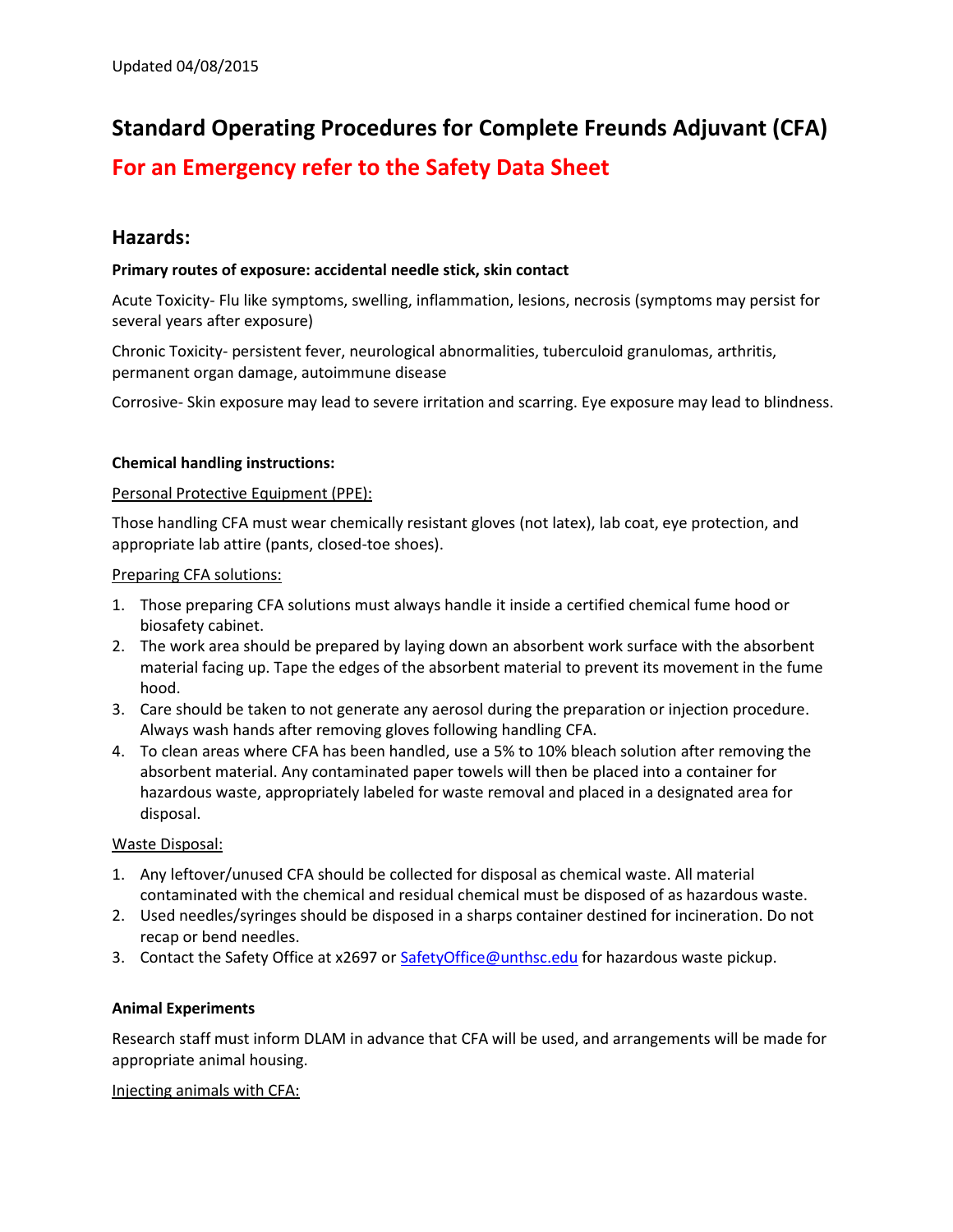Updated 04/08/2015

# Standard Operating Procedures for Complete Freunds Adjuvant (CFA)

## For an Emergency refer to the Safety Data Sheet

## Hazards:

**Primary routes of exposure: accidental needle stick, skin contact**

Acute Toxicity- Flu like symptoms, swelling, inflammation, lesions, necrosis (symptoms may persist for several years after exposure)

Chronic Toxicity- persistent fever, neurological abnormalities, tuberculoid granulomas, arthritis, permanent organ damage, autoimmune disease

Corrosive- Skin exposure may lead to severe irritation and scarring. Eye exposure may lead to blindness.

**Chemical handling instructions:**

<u>Personal Protective Equipment (PPE):</u>

Those handling CFA must wear chemically resistant gloves (not latex), lab coat, eye protection, and appropriate lab attire (pants, closed-toe shoes).

<u>Preparing CFA solutions:</u>

1. Those preparing CFA solutions must always handle it inside a certified chemical fume hood or biosafety cabinet.
2. The work area should be prepared by laying down an absorbent work surface with the absorbent material facing up. Tape the edges of the absorbent material to prevent its movement in the fume hood.
3. Care should be taken to not generate any aerosol during the preparation or injection procedure. Always wash hands after removing gloves following handling CFA.
4. To clean areas where CFA has been handled, use a 5% to 10% bleach solution after removing the absorbent material. Any contaminated paper towels will then be placed into a container for hazardous waste, appropriately labeled for waste removal and placed in a designated area for disposal.

<u>Waste Disposal:</u>

1. Any leftover/unused CFA should be collected for disposal as chemical waste. All material contaminated with the chemical and residual chemical must be disposed of as hazardous waste.
2. Used needles/syringes should be disposed in a sharps container destined for incineration. Do not recap or bend needles.
3. Contact the Safety Office at x2697 or SafetyOffice@unthsc.edu for hazardous waste pickup.

**Animal Experiments**

Research staff must inform DLAM in advance that CFA will be used, and arrangements will be made for appropriate animal housing.

<u>Injecting animals with CFA:</u>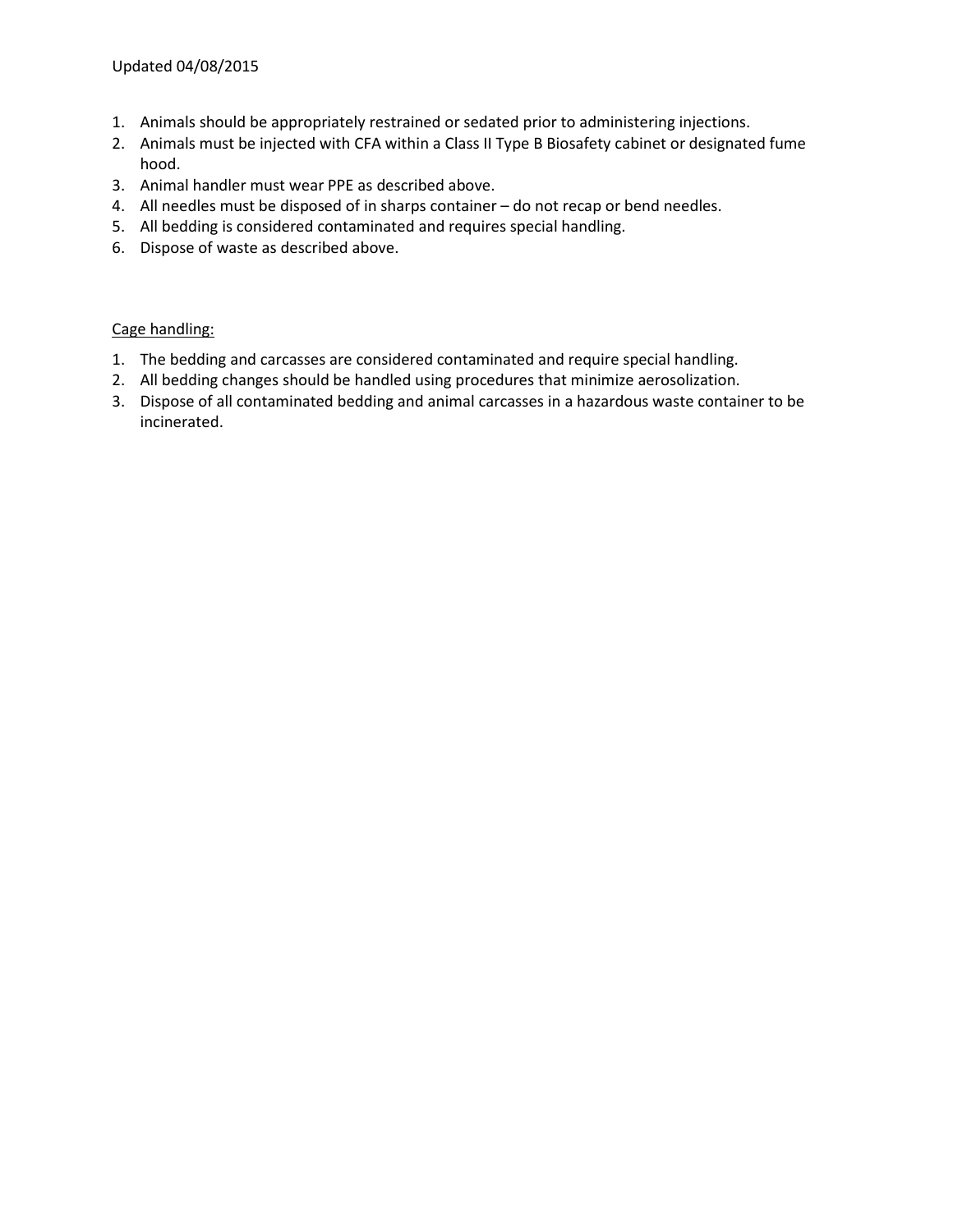1. Animals should be appropriately restrained or sedated prior to administering injections.
2. Animals must be injected with CFA within a Class II Type B Biosafety cabinet or designated fume hood.
3. Animal handler must wear PPE as described above.
4. All needles must be disposed of in sharps container – do not recap or bend needles.
5. All bedding is considered contaminated and requires special handling.
6. Dispose of waste as described above.

Cage handling:

1. The bedding and carcasses are considered contaminated and require special handling.
2. All bedding changes should be handled using procedures that minimize aerosolization.
3. Dispose of all contaminated bedding and animal carcasses in a hazardous waste container to be incinerated.